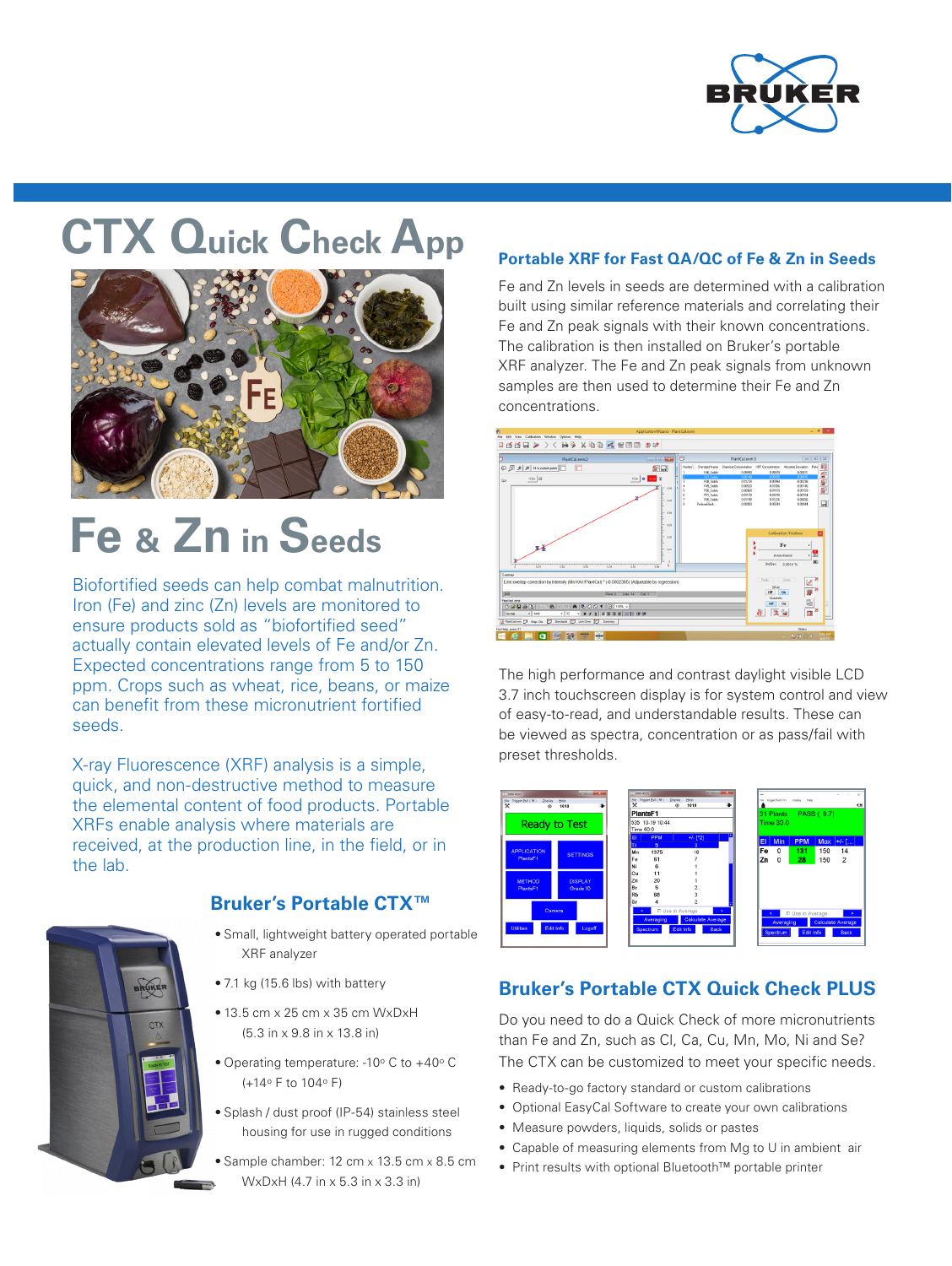# CTX Quick Check App

## Fe & Zn in Seeds

Biofortified seeds can help combat malnutrition. Iron (Fe) and zinc (Zn) levels are monitored to ensure products sold as "biofortified seed" actually contain elevated levels of Fe and/or Zn. Expected concentrations range from 5 to 150 ppm. Crops such as wheat, rice, beans, or maize can benefit from these micronutrient fortified seeds.

X-ray Fluorescence (XRF) analysis is a simple, quick, and non-destructive method to measure the elemental content of food products. Portable XRFs enable analysis where materials are received, at the production line, in the field, or in the lab.

### Bruker's Portable CTX™

- Small, lightweight battery operated portable XRF analyzer
- 7.1 kg (15.6 lbs) with battery
- 13.5 cm x 25 cm x 35 cm WxDxH (5.3 in x 9.8 in x 13.8 in)
- Operating temperature: -10° C to +40° C (+14° F to 104° F)
- Splash / dust proof (IP-54) stainless steel housing for use in rugged conditions
- Sample chamber: 12 cm x 13.5 cm x 8.5 cm WxDxH (4.7 in x 5.3 in x 3.3 in)

### Portable XRF for Fast QA/QC of Fe & Zn in Seeds

Fe and Zn levels in seeds are determined with a calibration built using similar reference materials and correlating their Fe and Zn peak signals with their known concentrations. The calibration is then installed on Bruker's portable XRF analyzer. The Fe and Zn peak signals from unknown samples are then used to determine their Fe and Zn concentrations.

The high performance and contrast daylight visible LCD 3.7 inch touchscreen display is for system control and view of easy-to-read, and understandable results. These can be viewed as spectra, concentration or as pass/fail with preset thresholds.

### Bruker's Portable CTX Quick Check PLUS

Do you need to do a Quick Check of more micronutrients than Fe and Zn, such as Cl, Ca, Cu, Mn, Mo, Ni and Se? The CTX can be customized to meet your specific needs.

- Ready-to-go factory standard or custom calibrations
- Optional EasyCal Software to create your own calibrations
- Measure powders, liquids, solids or pastes
- Capable of measuring elements from Mg to U in ambient air
- Print results with optional Bluetooth™ portable printer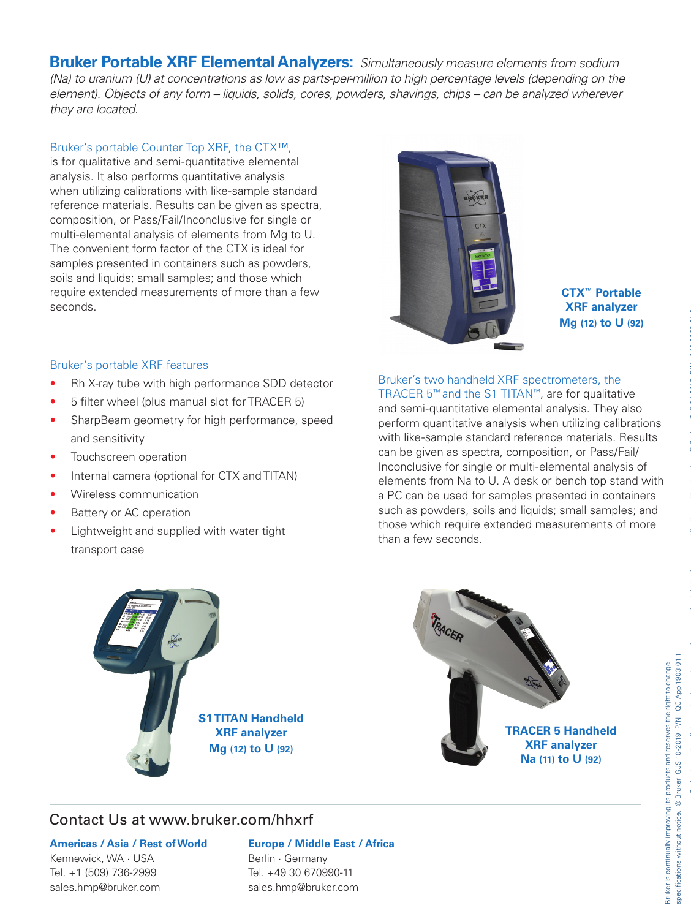## Bruker Portable XRF Elemental Analyzers: *Simultaneously measure elements from sodium (Na) to uranium (U) at concentrations as low as parts-per-million to high percentage levels (depending on the element). Objects of any form – liquids, solids, cores, powders, shavings, chips – can be analyzed wherever they are located.*

Bruker's portable Counter Top XRF, the CTX™, is for qualitative and semi-quantitative elemental analysis. It also performs quantitative analysis when utilizing calibrations with like-sample standard reference materials. Results can be given as spectra, composition, or Pass/Fail/Inconclusive for single or multi-elemental analysis of elements from Mg to U. The convenient form factor of the CTX is ideal for samples presented in containers such as powders, soils and liquids; small samples; and those which require extended measurements of more than a few seconds.

**CTX™ Portable XRF analyzer Mg (12) to U (92)**

### Bruker's portable XRF features

- Rh X-ray tube with high performance SDD detector
- 5 filter wheel (plus manual slot for TRACER 5)
- SharpBeam geometry for high performance, speed and sensitivity
- Touchscreen operation
- Internal camera (optional for CTX and TITAN)
- Wireless communication
- Battery or AC operation
- Lightweight and supplied with water tight transport case

Bruker's two handheld XRF spectrometers, the TRACER 5™ and the S1 TITAN™, are for qualitative and semi-quantitative elemental analysis. They also perform quantitative analysis when utilizing calibrations with like-sample standard reference materials. Results can be given as spectra, composition, or Pass/Fail/Inconclusive for single or multi-elemental analysis of elements from Na to U. A desk or bench top stand with a PC can be used for samples presented in containers such as powders, soils and liquids; small samples; and those which require extended measurements of more than a few seconds.

**S1 TITAN Handheld XRF analyzer Mg (12) to U (92)**

**TRACER 5 Handheld XRF analyzer Na (11) to U (92)**

## Contact Us at www.bruker.com/hhxrf

**Americas / Asia / Rest of World**
Kennewick, WA · USA
Tel. +1 (509) 736-2999
sales.hmp@bruker.com

**Europe / Middle East / Africa**
Berlin · Germany
Tel. +49 30 670990-11
sales.hmp@bruker.com

Bruker is continually improving its products and reserves the right to change specifications without notice. © Bruker GJS 10-2019. P/N: QC App 1903.01.1